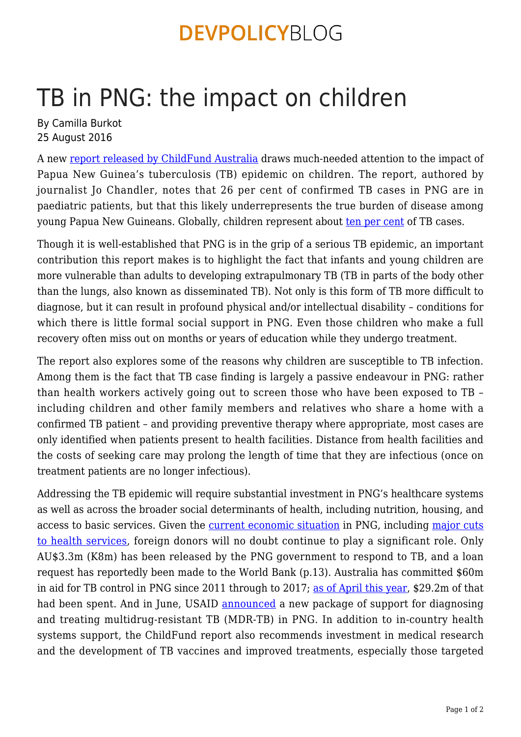# TB in PNG: the impact on children

By Camilla Burkot
25 August 2016

A new report released by ChildFund Australia draws much-needed attention to the impact of Papua New Guinea's tuberculosis (TB) epidemic on children. The report, authored by journalist Jo Chandler, notes that 26 per cent of confirmed TB cases in PNG are in paediatric patients, but that this likely underrepresents the true burden of disease among young Papua New Guineans. Globally, children represent about ten per cent of TB cases.

Though it is well-established that PNG is in the grip of a serious TB epidemic, an important contribution this report makes is to highlight the fact that infants and young children are more vulnerable than adults to developing extrapulmonary TB (TB in parts of the body other than the lungs, also known as disseminated TB). Not only is this form of TB more difficult to diagnose, but it can result in profound physical and/or intellectual disability – conditions for which there is little formal social support in PNG. Even those children who make a full recovery often miss out on months or years of education while they undergo treatment.

The report also explores some of the reasons why children are susceptible to TB infection. Among them is the fact that TB case finding is largely a passive endeavour in PNG: rather than health workers actively going out to screen those who have been exposed to TB – including children and other family members and relatives who share a home with a confirmed TB patient – and providing preventive therapy where appropriate, most cases are only identified when patients present to health facilities. Distance from health facilities and the costs of seeking care may prolong the length of time that they are infectious (once on treatment patients are no longer infectious).

Addressing the TB epidemic will require substantial investment in PNG's healthcare systems as well as across the broader social determinants of health, including nutrition, housing, and access to basic services. Given the current economic situation in PNG, including major cuts to health services, foreign donors will no doubt continue to play a significant role. Only AU$3.3m (K8m) has been released by the PNG government to respond to TB, and a loan request has reportedly been made to the World Bank (p.13). Australia has committed $60m in aid for TB control in PNG since 2011 through to 2017; as of April this year, $29.2m of that had been spent. And in June, USAID announced a new package of support for diagnosing and treating multidrug-resistant TB (MDR-TB) in PNG. In addition to in-country health systems support, the ChildFund report also recommends investment in medical research and the development of TB vaccines and improved treatments, especially those targeted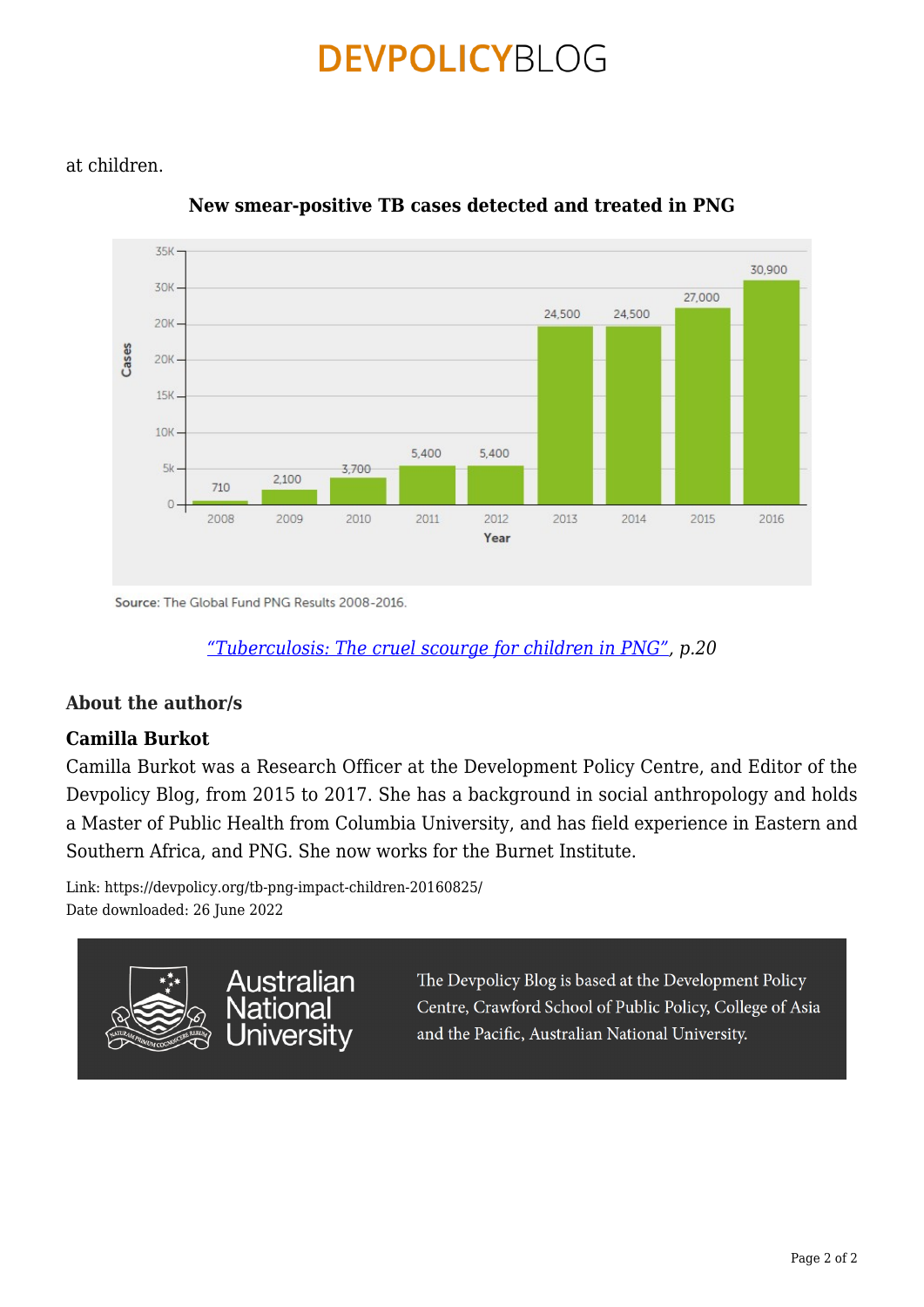at children.

**New smear-positive TB cases detected and treated in PNG**

35K
30K
20K
20K
15K
10K
5k
0

Cases

710
2,100
3,700
5,400
5,400
24,500
24,500
27,000
30,900

2008 2009 2010 2011 2012 2013 2014 2015 2016

Year

Source: The Global Fund PNG Results 2008-2016.

*"Tuberculosis: The cruel scourge for children in PNG", p.20*

### About the author/s

**Camilla Burkot**

Camilla Burkot was a Research Officer at the Development Policy Centre, and Editor of the Devpolicy Blog, from 2015 to 2017. She has a background in social anthropology and holds a Master of Public Health from Columbia University, and has field experience in Eastern and Southern Africa, and PNG. She now works for the Burnet Institute.

Link: https://devpolicy.org/tb-png-impact-children-20160825/
Date downloaded: 26 June 2022

Australian National University

The Devpolicy Blog is based at the Development Policy Centre, Crawford School of Public Policy, College of Asia and the Pacific, Australian National University.